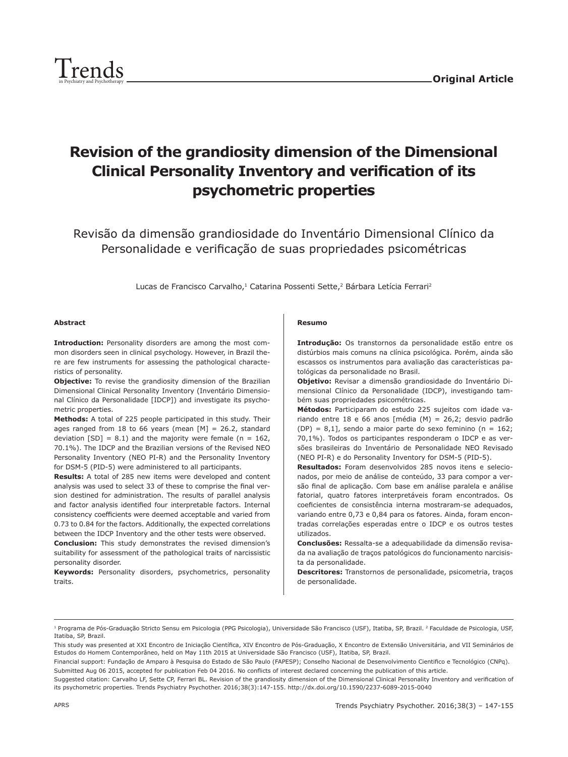**Original Article**

# Revision of the grandiosity dimension of the Dimensional Clinical Personality Inventory and verification of its psychometric properties

## Revisão da dimensão grandiosidade do Inventário Dimensional Clínico da Personalidade e verificação de suas propriedades psicométricas

Lucas de Francisco Carvalho,[1] Catarina Possenti Sette,[2] Bárbara Letícia Ferrari[2]

### Abstract

**Introduction:** Personality disorders are among the most common disorders seen in clinical psychology. However, in Brazil there are few instruments for assessing the pathological characteristics of personality.

**Objective:** To revise the grandiosity dimension of the Brazilian Dimensional Clinical Personality Inventory (Inventário Dimensional Clínico da Personalidade [IDCP]) and investigate its psychometric properties.

**Methods:** A total of 225 people participated in this study. Their ages ranged from 18 to 66 years (mean [M] = 26.2, standard deviation [SD] = 8.1) and the majority were female (n = 162, 70.1%). The IDCP and the Brazilian versions of the Revised NEO Personality Inventory (NEO PI-R) and the Personality Inventory for DSM-5 (PID-5) were administered to all participants.

**Results:** A total of 285 new items were developed and content analysis was used to select 33 of these to comprise the final version destined for administration. The results of parallel analysis and factor analysis identified four interpretable factors. Internal consistency coefficients were deemed acceptable and varied from 0.73 to 0.84 for the factors. Additionally, the expected correlations between the IDCP Inventory and the other tests were observed.

**Conclusion:** This study demonstrates the revised dimension's suitability for assessment of the pathological traits of narcissistic personality disorder.

**Keywords:** Personality disorders, psychometrics, personality traits.

### Resumo

**Introdução:** Os transtornos da personalidade estão entre os distúrbios mais comuns na clínica psicológica. Porém, ainda são escassos os instrumentos para avaliação das características patológicas da personalidade no Brasil.

**Objetivo:** Revisar a dimensão grandiosidade do Inventário Dimensional Clínico da Personalidade (IDCP), investigando também suas propriedades psicométricas.

**Métodos:** Participaram do estudo 225 sujeitos com idade variando entre 18 e 66 anos [média (M) = 26,2; desvio padrão (DP) = 8,1], sendo a maior parte do sexo feminino (n = 162; 70,1%). Todos os participantes responderam o IDCP e as versões brasileiras do Inventário de Personalidade NEO Revisado (NEO PI-R) e do Personality Inventory for DSM-5 (PID-5).

**Resultados:** Foram desenvolvidos 285 novos itens e selecionados, por meio de análise de conteúdo, 33 para compor a versão final de aplicação. Com base em análise paralela e análise fatorial, quatro fatores interpretáveis foram encontrados. Os coeficientes de consistência interna mostraram-se adequados, variando entre 0,73 e 0,84 para os fatores. Ainda, foram encontradas correlações esperadas entre o IDCP e os outros testes utilizados.

**Conclusões:** Ressalta-se a adequabilidade da dimensão revisada na avaliação de traços patológicos do funcionamento narcisista da personalidade.

**Descritores:** Transtornos de personalidade, psicometria, traços de personalidade.

---

[1] Programa de Pós-Graduação Stricto Sensu em Psicologia (PPG Psicologia), Universidade São Francisco (USF), Itatiba, SP, Brazil. [2] Faculdade de Psicologia, USF, Itatiba, SP, Brazil.

This study was presented at XXI Encontro de Iniciação Científica, XIV Encontro de Pós-Graduação, X Encontro de Extensão Universitária, and VII Seminários de Estudos do Homem Contemporâneo, held on May 11th 2015 at Universidade São Francisco (USF), Itatiba, SP, Brazil.

Financial support: Fundação de Amparo à Pesquisa do Estado de São Paulo (FAPESP); Conselho Nacional de Desenvolvimento Cientifico e Tecnológico (CNPq).

Submitted Aug 06 2015, accepted for publication Feb 04 2016. No conflicts of interest declared concerning the publication of this article.

Suggested citation: Carvalho LF, Sette CP, Ferrari BL. Revision of the grandiosity dimension of the Dimensional Clinical Personality Inventory and verification of its psychometric properties. Trends Psychiatry Psychother. 2016;38(3):147-155. http://dx.doi.org/10.1590/2237-6089-2015-0040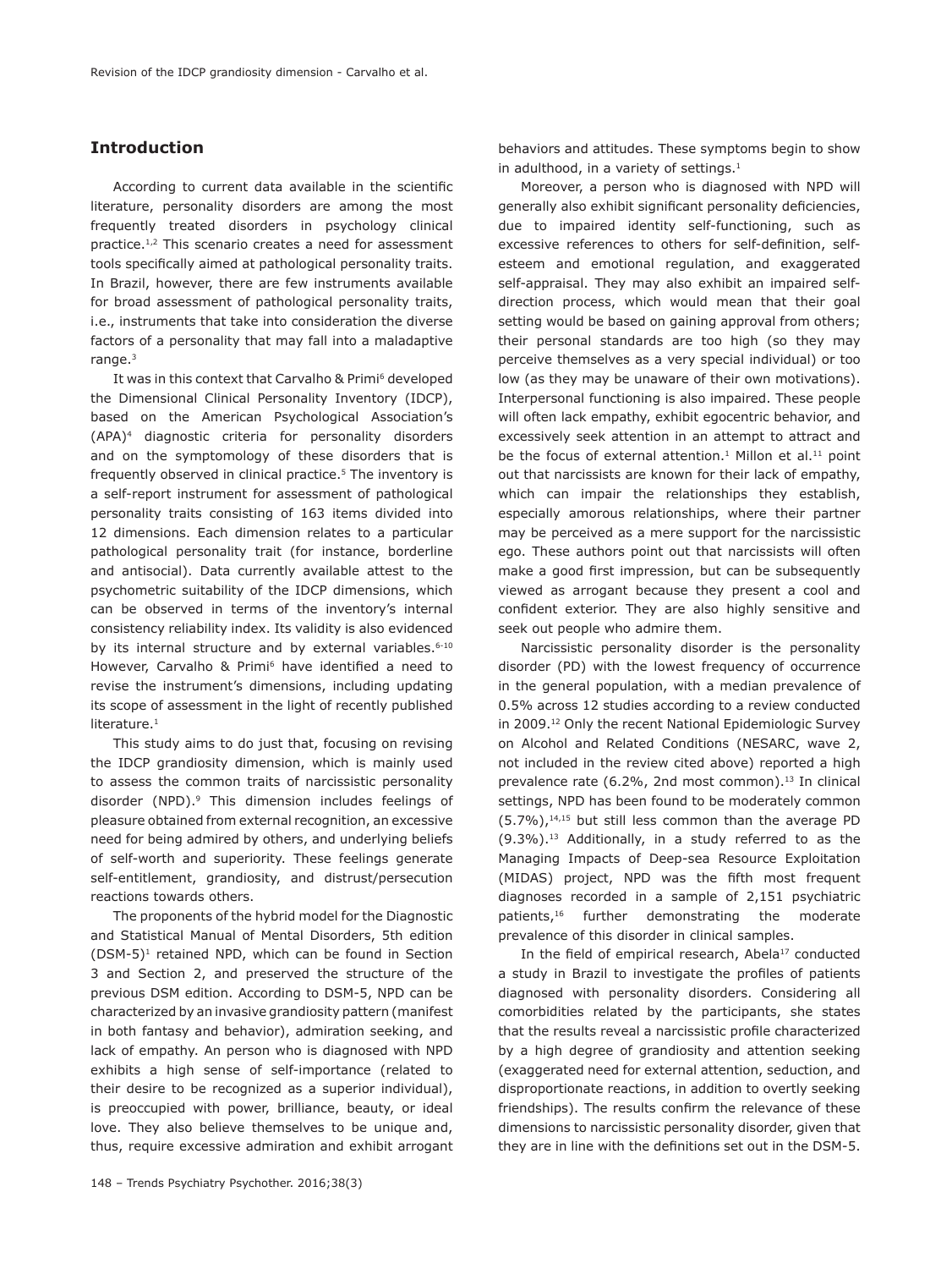## Introduction

According to current data available in the scientific literature, personality disorders are among the most frequently treated disorders in psychology clinical practice.[1,2] This scenario creates a need for assessment tools specifically aimed at pathological personality traits. In Brazil, however, there are few instruments available for broad assessment of pathological personality traits, i.e., instruments that take into consideration the diverse factors of a personality that may fall into a maladaptive range.[3]

It was in this context that Carvalho & Primi[6] developed the Dimensional Clinical Personality Inventory (IDCP), based on the American Psychological Association's (APA)[4] diagnostic criteria for personality disorders and on the symptomology of these disorders that is frequently observed in clinical practice.[5] The inventory is a self-report instrument for assessment of pathological personality traits consisting of 163 items divided into 12 dimensions. Each dimension relates to a particular pathological personality trait (for instance, borderline and antisocial). Data currently available attest to the psychometric suitability of the IDCP dimensions, which can be observed in terms of the inventory's internal consistency reliability index. Its validity is also evidenced by its internal structure and by external variables.[6-10] However, Carvalho & Primi[6] have identified a need to revise the instrument's dimensions, including updating its scope of assessment in the light of recently published literature.[1]

This study aims to do just that, focusing on revising the IDCP grandiosity dimension, which is mainly used to assess the common traits of narcissistic personality disorder (NPD).[9] This dimension includes feelings of pleasure obtained from external recognition, an excessive need for being admired by others, and underlying beliefs of self-worth and superiority. These feelings generate self-entitlement, grandiosity, and distrust/persecution reactions towards others.

The proponents of the hybrid model for the Diagnostic and Statistical Manual of Mental Disorders, 5th edition (DSM-5)[1] retained NPD, which can be found in Section 3 and Section 2, and preserved the structure of the previous DSM edition. According to DSM-5, NPD can be characterized by an invasive grandiosity pattern (manifest in both fantasy and behavior), admiration seeking, and lack of empathy. An person who is diagnosed with NPD exhibits a high sense of self-importance (related to their desire to be recognized as a superior individual), is preoccupied with power, brilliance, beauty, or ideal love. They also believe themselves to be unique and, thus, require excessive admiration and exhibit arrogant behaviors and attitudes. These symptoms begin to show in adulthood, in a variety of settings.[1]

Moreover, a person who is diagnosed with NPD will generally also exhibit significant personality deficiencies, due to impaired identity self-functioning, such as excessive references to others for self-definition, self-esteem and emotional regulation, and exaggerated self-appraisal. They may also exhibit an impaired self-direction process, which would mean that their goal setting would be based on gaining approval from others; their personal standards are too high (so they may perceive themselves as a very special individual) or too low (as they may be unaware of their own motivations). Interpersonal functioning is also impaired. These people will often lack empathy, exhibit egocentric behavior, and excessively seek attention in an attempt to attract and be the focus of external attention.[1] Millon et al.[11] point out that narcissists are known for their lack of empathy, which can impair the relationships they establish, especially amorous relationships, where their partner may be perceived as a mere support for the narcissistic ego. These authors point out that narcissists will often make a good first impression, but can be subsequently viewed as arrogant because they present a cool and confident exterior. They are also highly sensitive and seek out people who admire them.

Narcissistic personality disorder is the personality disorder (PD) with the lowest frequency of occurrence in the general population, with a median prevalence of 0.5% across 12 studies according to a review conducted in 2009.[12] Only the recent National Epidemiologic Survey on Alcohol and Related Conditions (NESARC, wave 2, not included in the review cited above) reported a high prevalence rate (6.2%, 2nd most common).[13] In clinical settings, NPD has been found to be moderately common (5.7%),[14,15] but still less common than the average PD (9.3%).[13] Additionally, in a study referred to as the Managing Impacts of Deep-sea Resource Exploitation (MIDAS) project, NPD was the fifth most frequent diagnoses recorded in a sample of 2,151 psychiatric patients,[16] further demonstrating the moderate prevalence of this disorder in clinical samples.

In the field of empirical research, Abela[17] conducted a study in Brazil to investigate the profiles of patients diagnosed with personality disorders. Considering all comorbidities related by the participants, she states that the results reveal a narcissistic profile characterized by a high degree of grandiosity and attention seeking (exaggerated need for external attention, seduction, and disproportionate reactions, in addition to overtly seeking friendships). The results confirm the relevance of these dimensions to narcissistic personality disorder, given that they are in line with the definitions set out in the DSM-5.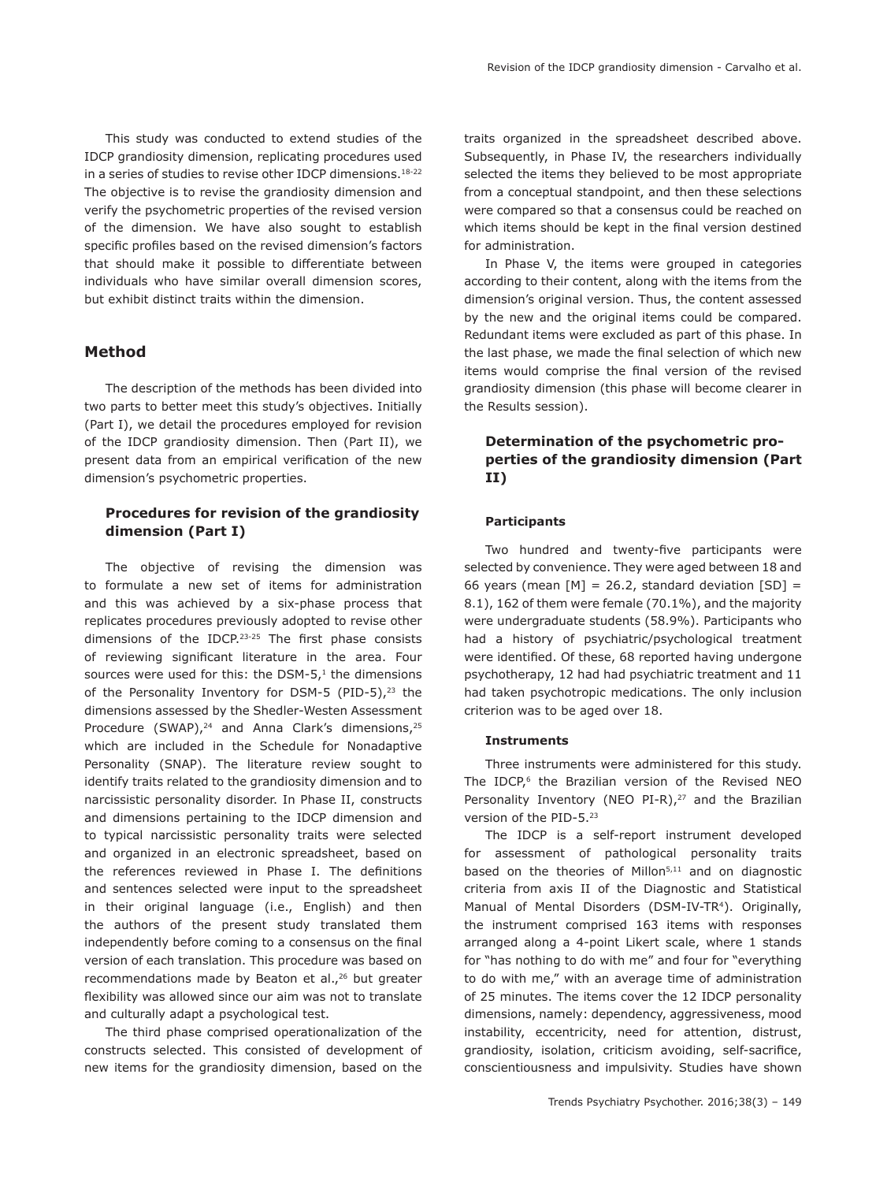This study was conducted to extend studies of the IDCP grandiosity dimension, replicating procedures used in a series of studies to revise other IDCP dimensions.[18-22] The objective is to revise the grandiosity dimension and verify the psychometric properties of the revised version of the dimension. We have also sought to establish specific profiles based on the revised dimension's factors that should make it possible to differentiate between individuals who have similar overall dimension scores, but exhibit distinct traits within the dimension.

## Method

The description of the methods has been divided into two parts to better meet this study's objectives. Initially (Part I), we detail the procedures employed for revision of the IDCP grandiosity dimension. Then (Part II), we present data from an empirical verification of the new dimension's psychometric properties.

### Procedures for revision of the grandiosity dimension (Part I)

The objective of revising the dimension was to formulate a new set of items for administration and this was achieved by a six-phase process that replicates procedures previously adopted to revise other dimensions of the IDCP.[23-25] The first phase consists of reviewing significant literature in the area. Four sources were used for this: the DSM-5,[1] the dimensions of the Personality Inventory for DSM-5 (PID-5),[23] the dimensions assessed by the Shedler-Westen Assessment Procedure (SWAP),[24] and Anna Clark's dimensions,[25] which are included in the Schedule for Nonadaptive Personality (SNAP). The literature review sought to identify traits related to the grandiosity dimension and to narcissistic personality disorder. In Phase II, constructs and dimensions pertaining to the IDCP dimension and to typical narcissistic personality traits were selected and organized in an electronic spreadsheet, based on the references reviewed in Phase I. The definitions and sentences selected were input to the spreadsheet in their original language (i.e., English) and then the authors of the present study translated them independently before coming to a consensus on the final version of each translation. This procedure was based on recommendations made by Beaton et al.,[26] but greater flexibility was allowed since our aim was not to translate and culturally adapt a psychological test.

The third phase comprised operationalization of the constructs selected. This consisted of development of new items for the grandiosity dimension, based on the traits organized in the spreadsheet described above. Subsequently, in Phase IV, the researchers individually selected the items they believed to be most appropriate from a conceptual standpoint, and then these selections were compared so that a consensus could be reached on which items should be kept in the final version destined for administration.

In Phase V, the items were grouped in categories according to their content, along with the items from the dimension's original version. Thus, the content assessed by the new and the original items could be compared. Redundant items were excluded as part of this phase. In the last phase, we made the final selection of which new items would comprise the final version of the revised grandiosity dimension (this phase will become clearer in the Results session).

### Determination of the psychometric properties of the grandiosity dimension (Part II)

#### Participants

Two hundred and twenty-five participants were selected by convenience. They were aged between 18 and 66 years (mean [M] = 26.2, standard deviation [SD] = 8.1), 162 of them were female (70.1%), and the majority were undergraduate students (58.9%). Participants who had a history of psychiatric/psychological treatment were identified. Of these, 68 reported having undergone psychotherapy, 12 had had psychiatric treatment and 11 had taken psychotropic medications. The only inclusion criterion was to be aged over 18.

#### Instruments

Three instruments were administered for this study. The IDCP,[6] the Brazilian version of the Revised NEO Personality Inventory (NEO PI-R),[27] and the Brazilian version of the PID-5.[23]

The IDCP is a self-report instrument developed for assessment of pathological personality traits based on the theories of Millon[5,11] and on diagnostic criteria from axis II of the Diagnostic and Statistical Manual of Mental Disorders (DSM-IV-TR[4]). Originally, the instrument comprised 163 items with responses arranged along a 4-point Likert scale, where 1 stands for "has nothing to do with me" and four for "everything to do with me," with an average time of administration of 25 minutes. The items cover the 12 IDCP personality dimensions, namely: dependency, aggressiveness, mood instability, eccentricity, need for attention, distrust, grandiosity, isolation, criticism avoiding, self-sacrifice, conscientiousness and impulsivity. Studies have shown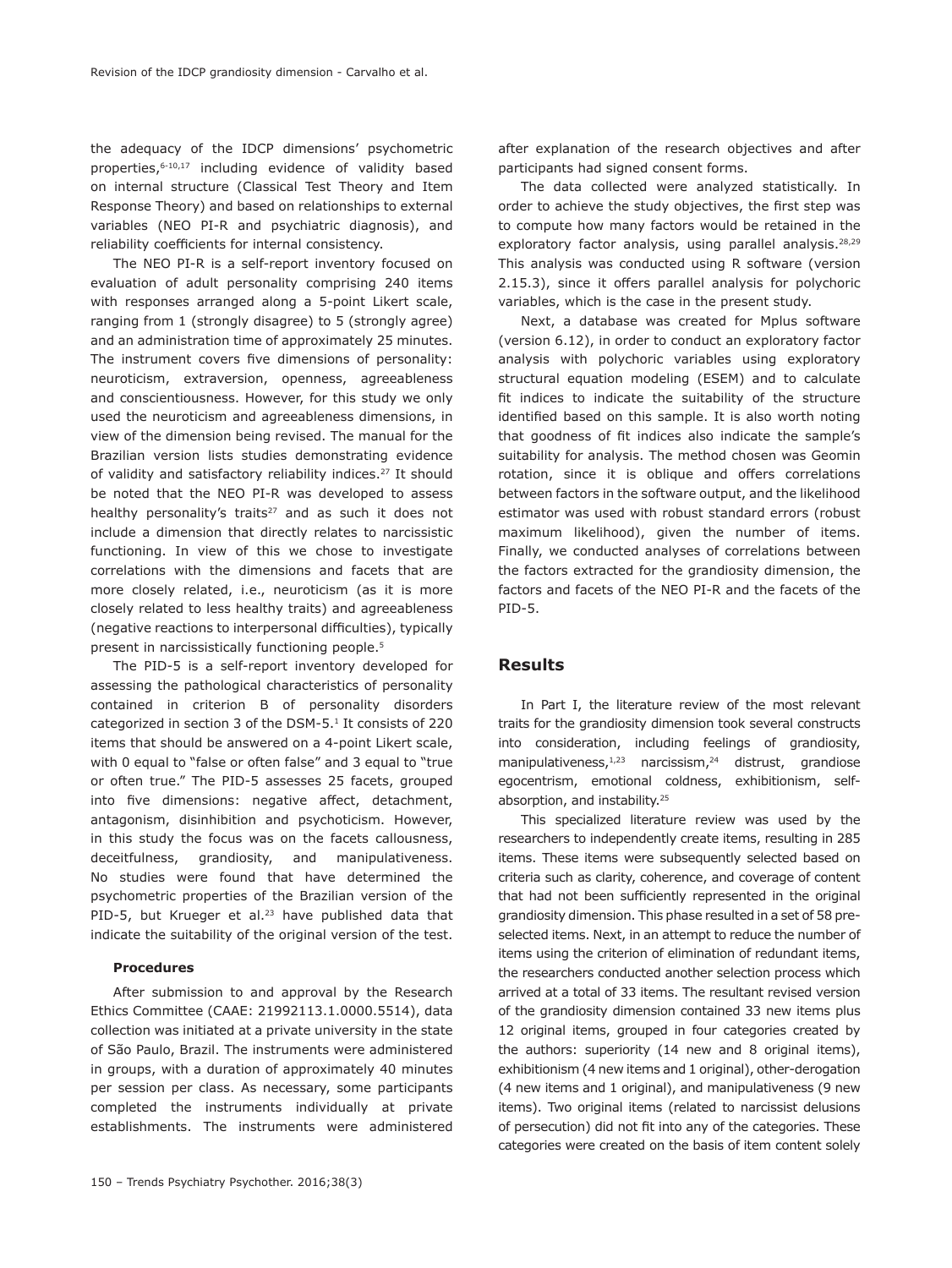the adequacy of the IDCP dimensions' psychometric properties,[6-10,17] including evidence of validity based on internal structure (Classical Test Theory and Item Response Theory) and based on relationships to external variables (NEO PI-R and psychiatric diagnosis), and reliability coefficients for internal consistency.

The NEO PI-R is a self-report inventory focused on evaluation of adult personality comprising 240 items with responses arranged along a 5-point Likert scale, ranging from 1 (strongly disagree) to 5 (strongly agree) and an administration time of approximately 25 minutes. The instrument covers five dimensions of personality: neuroticism, extraversion, openness, agreeableness and conscientiousness. However, for this study we only used the neuroticism and agreeableness dimensions, in view of the dimension being revised. The manual for the Brazilian version lists studies demonstrating evidence of validity and satisfactory reliability indices.[27] It should be noted that the NEO PI-R was developed to assess healthy personality's traits[27] and as such it does not include a dimension that directly relates to narcissistic functioning. In view of this we chose to investigate correlations with the dimensions and facets that are more closely related, i.e., neuroticism (as it is more closely related to less healthy traits) and agreeableness (negative reactions to interpersonal difficulties), typically present in narcissistically functioning people.[5]

The PID-5 is a self-report inventory developed for assessing the pathological characteristics of personality contained in criterion B of personality disorders categorized in section 3 of the DSM-5.[1] It consists of 220 items that should be answered on a 4-point Likert scale, with 0 equal to "false or often false" and 3 equal to "true or often true." The PID-5 assesses 25 facets, grouped into five dimensions: negative affect, detachment, antagonism, disinhibition and psychoticism. However, in this study the focus was on the facets callousness, deceitfulness, grandiosity, and manipulativeness. No studies were found that have determined the psychometric properties of the Brazilian version of the PID-5, but Krueger et al.[23] have published data that indicate the suitability of the original version of the test.

#### Procedures

After submission to and approval by the Research Ethics Committee (CAAE: 21992113.1.0000.5514), data collection was initiated at a private university in the state of São Paulo, Brazil. The instruments were administered in groups, with a duration of approximately 40 minutes per session per class. As necessary, some participants completed the instruments individually at private establishments. The instruments were administered after explanation of the research objectives and after participants had signed consent forms.

The data collected were analyzed statistically. In order to achieve the study objectives, the first step was to compute how many factors would be retained in the exploratory factor analysis, using parallel analysis.[28,29] This analysis was conducted using R software (version 2.15.3), since it offers parallel analysis for polychoric variables, which is the case in the present study.

Next, a database was created for Mplus software (version 6.12), in order to conduct an exploratory factor analysis with polychoric variables using exploratory structural equation modeling (ESEM) and to calculate fit indices to indicate the suitability of the structure identified based on this sample. It is also worth noting that goodness of fit indices also indicate the sample's suitability for analysis. The method chosen was Geomin rotation, since it is oblique and offers correlations between factors in the software output, and the likelihood estimator was used with robust standard errors (robust maximum likelihood), given the number of items. Finally, we conducted analyses of correlations between the factors extracted for the grandiosity dimension, the factors and facets of the NEO PI-R and the facets of the PID-5.

## Results

In Part I, the literature review of the most relevant traits for the grandiosity dimension took several constructs into consideration, including feelings of grandiosity, manipulativeness,[1,23] narcissism,[24] distrust, grandiose egocentrism, emotional coldness, exhibitionism, self-absorption, and instability.[25]

This specialized literature review was used by the researchers to independently create items, resulting in 285 items. These items were subsequently selected based on criteria such as clarity, coherence, and coverage of content that had not been sufficiently represented in the original grandiosity dimension. This phase resulted in a set of 58 pre-selected items. Next, in an attempt to reduce the number of items using the criterion of elimination of redundant items, the researchers conducted another selection process which arrived at a total of 33 items. The resultant revised version of the grandiosity dimension contained 33 new items plus 12 original items, grouped in four categories created by the authors: superiority (14 new and 8 original items), exhibitionism (4 new items and 1 original), other-derogation (4 new items and 1 original), and manipulativeness (9 new items). Two original items (related to narcissist delusions of persecution) did not fit into any of the categories. These categories were created on the basis of item content solely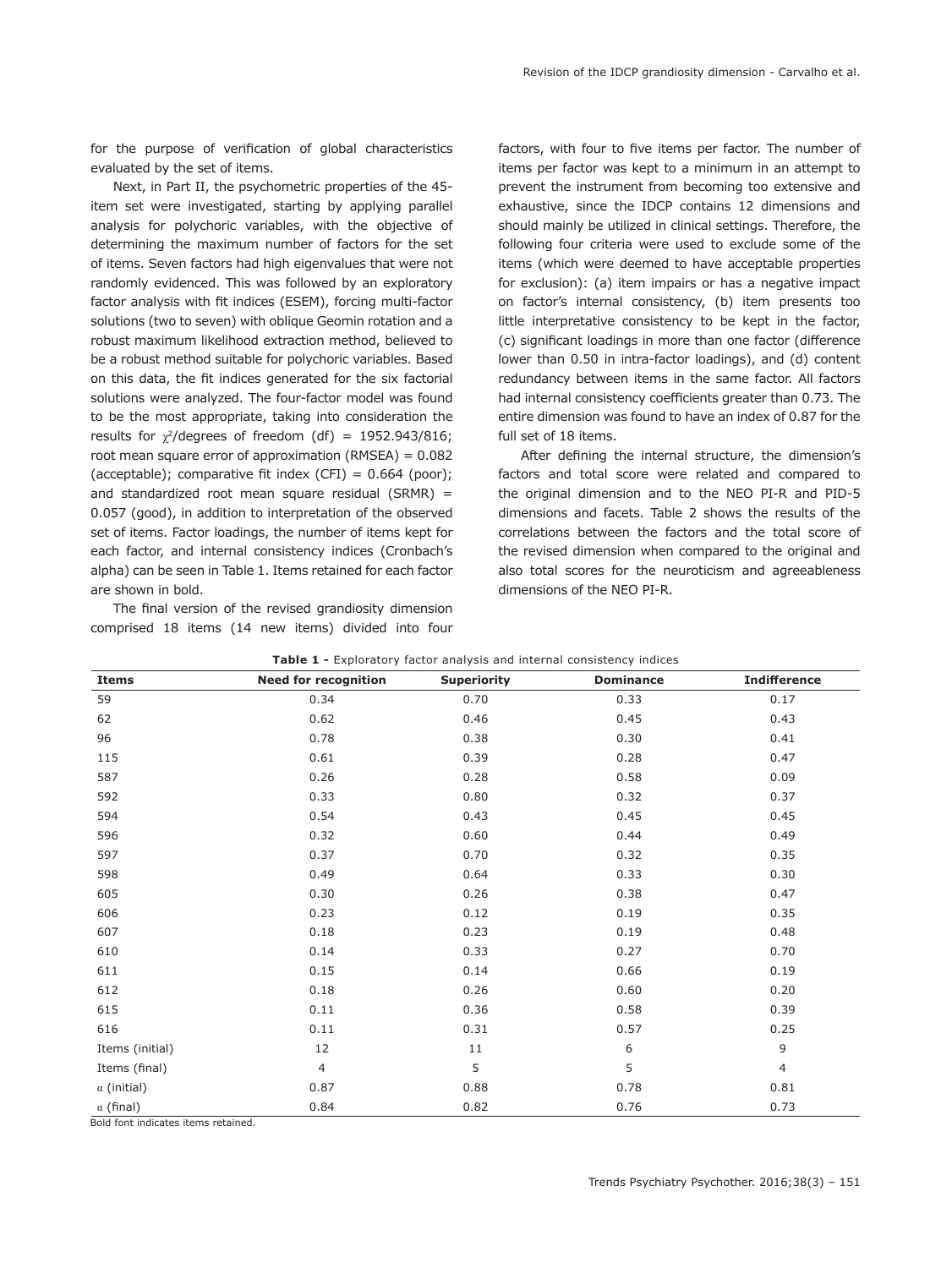for the purpose of verification of global characteristics evaluated by the set of items.

Next, in Part II, the psychometric properties of the 45-item set were investigated, starting by applying parallel analysis for polychoric variables, with the objective of determining the maximum number of factors for the set of items. Seven factors had high eigenvalues that were not randomly evidenced. This was followed by an exploratory factor analysis with fit indices (ESEM), forcing multi-factor solutions (two to seven) with oblique Geomin rotation and a robust maximum likelihood extraction method, believed to be a robust method suitable for polychoric variables. Based on this data, the fit indices generated for the six factorial solutions were analyzed. The four-factor model was found to be the most appropriate, taking into consideration the results for $\chi^2$/degrees of freedom (df) = 1952.943/816; root mean square error of approximation (RMSEA) = 0.082 (acceptable); comparative fit index (CFI) = 0.664 (poor); and standardized root mean square residual (SRMR) = 0.057 (good), in addition to interpretation of the observed set of items. Factor loadings, the number of items kept for each factor, and internal consistency indices (Cronbach's alpha) can be seen in Table 1. Items retained for each factor are shown in bold.

The final version of the revised grandiosity dimension comprised 18 items (14 new items) divided into four factors, with four to five items per factor. The number of items per factor was kept to a minimum in an attempt to prevent the instrument from becoming too extensive and exhaustive, since the IDCP contains 12 dimensions and should mainly be utilized in clinical settings. Therefore, the following four criteria were used to exclude some of the items (which were deemed to have acceptable properties for exclusion): (a) item impairs or has a negative impact on factor's internal consistency, (b) item presents too little interpretative consistency to be kept in the factor, (c) significant loadings in more than one factor (difference lower than 0.50 in intra-factor loadings), and (d) content redundancy between items in the same factor. All factors had internal consistency coefficients greater than 0.73. The entire dimension was found to have an index of 0.87 for the full set of 18 items.

After defining the internal structure, the dimension's factors and total score were related and compared to the original dimension and to the NEO PI-R and PID-5 dimensions and facets. Table 2 shows the results of the correlations between the factors and the total score of the revised dimension when compared to the original and also total scores for the neuroticism and agreeableness dimensions of the NEO PI-R.

**Table 1 -** Exploratory factor analysis and internal consistency indices

| Items | Need for recognition | Superiority | Dominance | Indifference |
|---|---|---|---|---|
| 59 | 0.34 | 0.70 | 0.33 | 0.17 |
| 62 | 0.62 | 0.46 | 0.45 | 0.43 |
| 96 | 0.78 | 0.38 | 0.30 | 0.41 |
| 115 | 0.61 | 0.39 | 0.28 | 0.47 |
| 587 | 0.26 | 0.28 | 0.58 | 0.09 |
| 592 | 0.33 | 0.80 | 0.32 | 0.37 |
| 594 | 0.54 | 0.43 | 0.45 | 0.45 |
| 596 | 0.32 | 0.60 | 0.44 | 0.49 |
| 597 | 0.37 | 0.70 | 0.32 | 0.35 |
| 598 | 0.49 | 0.64 | 0.33 | 0.30 |
| 605 | 0.30 | 0.26 | 0.38 | 0.47 |
| 606 | 0.23 | 0.12 | 0.19 | 0.35 |
| 607 | 0.18 | 0.23 | 0.19 | 0.48 |
| 610 | 0.14 | 0.33 | 0.27 | 0.70 |
| 611 | 0.15 | 0.14 | 0.66 | 0.19 |
| 612 | 0.18 | 0.26 | 0.60 | 0.20 |
| 615 | 0.11 | 0.36 | 0.58 | 0.39 |
| 616 | 0.11 | 0.31 | 0.57 | 0.25 |
| Items (initial) | 12 | 11 | 6 | 9 |
| Items (final) | 4 | 5 | 5 | 4 |
| $\alpha$ (initial) | 0.87 | 0.88 | 0.78 | 0.81 |
| $\alpha$ (final) | 0.84 | 0.82 | 0.76 | 0.73 |

Bold font indicates items retained.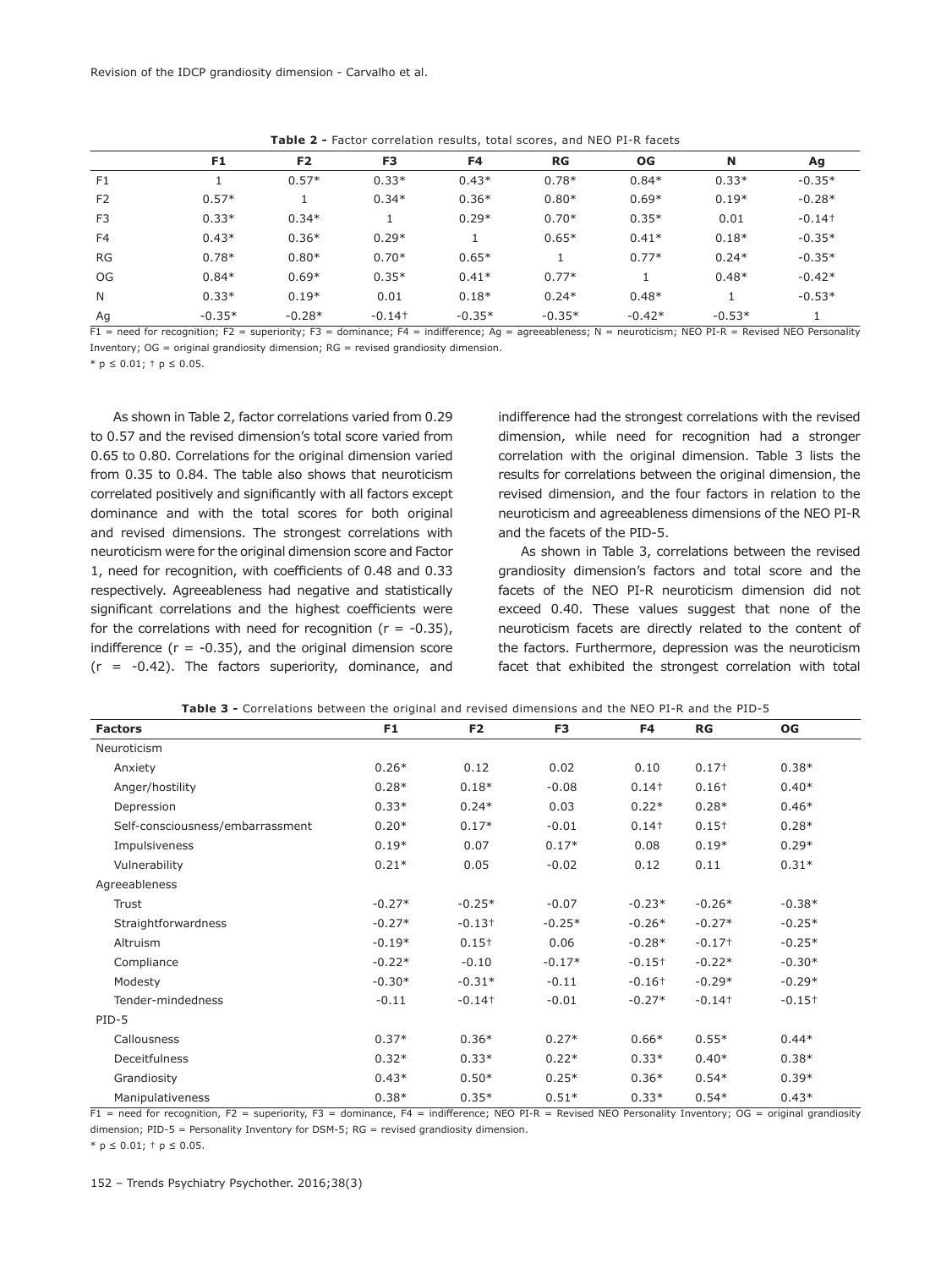**Table 2 -** Factor correlation results, total scores, and NEO PI-R facets

| | F1 | F2 | F3 | F4 | RG | OG | N | Ag |
|---|---|---|---|---|---|---|---|---|
| F1 | 1 | 0.57* | 0.33* | 0.43* | 0.78* | 0.84* | 0.33* | -0.35* |
| F2 | 0.57* | 1 | 0.34* | 0.36* | 0.80* | 0.69* | 0.19* | -0.28* |
| F3 | 0.33* | 0.34* | 1 | 0.29* | 0.70* | 0.35* | 0.01 | -0.14† |
| F4 | 0.43* | 0.36* | 0.29* | 1 | 0.65* | 0.41* | 0.18* | -0.35* |
| RG | 0.78* | 0.80* | 0.70* | 0.65* | 1 | 0.77* | 0.24* | -0.35* |
| OG | 0.84* | 0.69* | 0.35* | 0.41* | 0.77* | 1 | 0.48* | -0.42* |
| N | 0.33* | 0.19* | 0.01 | 0.18* | 0.24* | 0.48* | 1 | -0.53* |
| Ag | -0.35* | -0.28* | -0.14† | -0.35* | -0.35* | -0.42* | -0.53* | 1 |

F1 = need for recognition; F2 = superiority; F3 = dominance; F4 = indifference; Ag = agreeableness; N = neuroticism; NEO PI-R = Revised NEO Personality Inventory; OG = original grandiosity dimension; RG = revised grandiosity dimension.

* $p \leq 0.01$; † $p \leq 0.05$.

As shown in Table 2, factor correlations varied from 0.29 to 0.57 and the revised dimension's total score varied from 0.65 to 0.80. Correlations for the original dimension varied from 0.35 to 0.84. The table also shows that neuroticism correlated positively and significantly with all factors except dominance and with the total scores for both original and revised dimensions. The strongest correlations with neuroticism were for the original dimension score and Factor 1, need for recognition, with coefficients of 0.48 and 0.33 respectively. Agreeableness had negative and statistically significant correlations and the highest coefficients were for the correlations with need for recognition ($r = -0.35$), indifference ($r = -0.35$), and the original dimension score ($r = -0.42$). The factors superiority, dominance, and indifference had the strongest correlations with the revised dimension, while need for recognition had a stronger correlation with the original dimension. Table 3 lists the results for correlations between the original dimension, the revised dimension, and the four factors in relation to the neuroticism and agreeableness dimensions of the NEO PI-R and the facets of the PID-5.

As shown in Table 3, correlations between the revised grandiosity dimension's factors and total score and the facets of the NEO PI-R neuroticism dimension did not exceed 0.40. These values suggest that none of the neuroticism facets are directly related to the content of the factors. Furthermore, depression was the neuroticism facet that exhibited the strongest correlation with total

**Table 3 -** Correlations between the original and revised dimensions and the NEO PI-R and the PID-5

| Factors | F1 | F2 | F3 | F4 | RG | OG |
|---|---|---|---|---|---|---|
| Neuroticism | | | | | | |
| Anxiety | 0.26* | 0.12 | 0.02 | 0.10 | 0.17† | 0.38* |
| Anger/hostility | 0.28* | 0.18* | -0.08 | 0.14† | 0.16† | 0.40* |
| Depression | 0.33* | 0.24* | 0.03 | 0.22* | 0.28* | 0.46* |
| Self-consciousness/embarrassment | 0.20* | 0.17* | -0.01 | 0.14† | 0.15† | 0.28* |
| Impulsiveness | 0.19* | 0.07 | 0.17* | 0.08 | 0.19* | 0.29* |
| Vulnerability | 0.21* | 0.05 | -0.02 | 0.12 | 0.11 | 0.31* |
| Agreeableness | | | | | | |
| Trust | -0.27* | -0.25* | -0.07 | -0.23* | -0.26* | -0.38* |
| Straightforwardness | -0.27* | -0.13† | -0.25* | -0.26* | -0.27* | -0.25* |
| Altruism | -0.19* | 0.15† | 0.06 | -0.28* | -0.17† | -0.25* |
| Compliance | -0.22* | -0.10 | -0.17* | -0.15† | -0.22* | -0.30* |
| Modesty | -0.30* | -0.31* | -0.11 | -0.16† | -0.29* | -0.29* |
| Tender-mindedness | -0.11 | -0.14† | -0.01 | -0.27* | -0.14† | -0.15† |
| PID-5 | | | | | | |
| Callousness | 0.37* | 0.36* | 0.27* | 0.66* | 0.55* | 0.44* |
| Deceitfulness | 0.32* | 0.33* | 0.22* | 0.33* | 0.40* | 0.38* |
| Grandiosity | 0.43* | 0.50* | 0.25* | 0.36* | 0.54* | 0.39* |
| Manipulativeness | 0.38* | 0.35* | 0.51* | 0.33* | 0.54* | 0.43* |

F1 = need for recognition, F2 = superiority, F3 = dominance, F4 = indifference; NEO PI-R = Revised NEO Personality Inventory; OG = original grandiosity dimension; PID-5 = Personality Inventory for DSM-5; RG = revised grandiosity dimension.

* $p \leq 0.01$; † $p \leq 0.05$.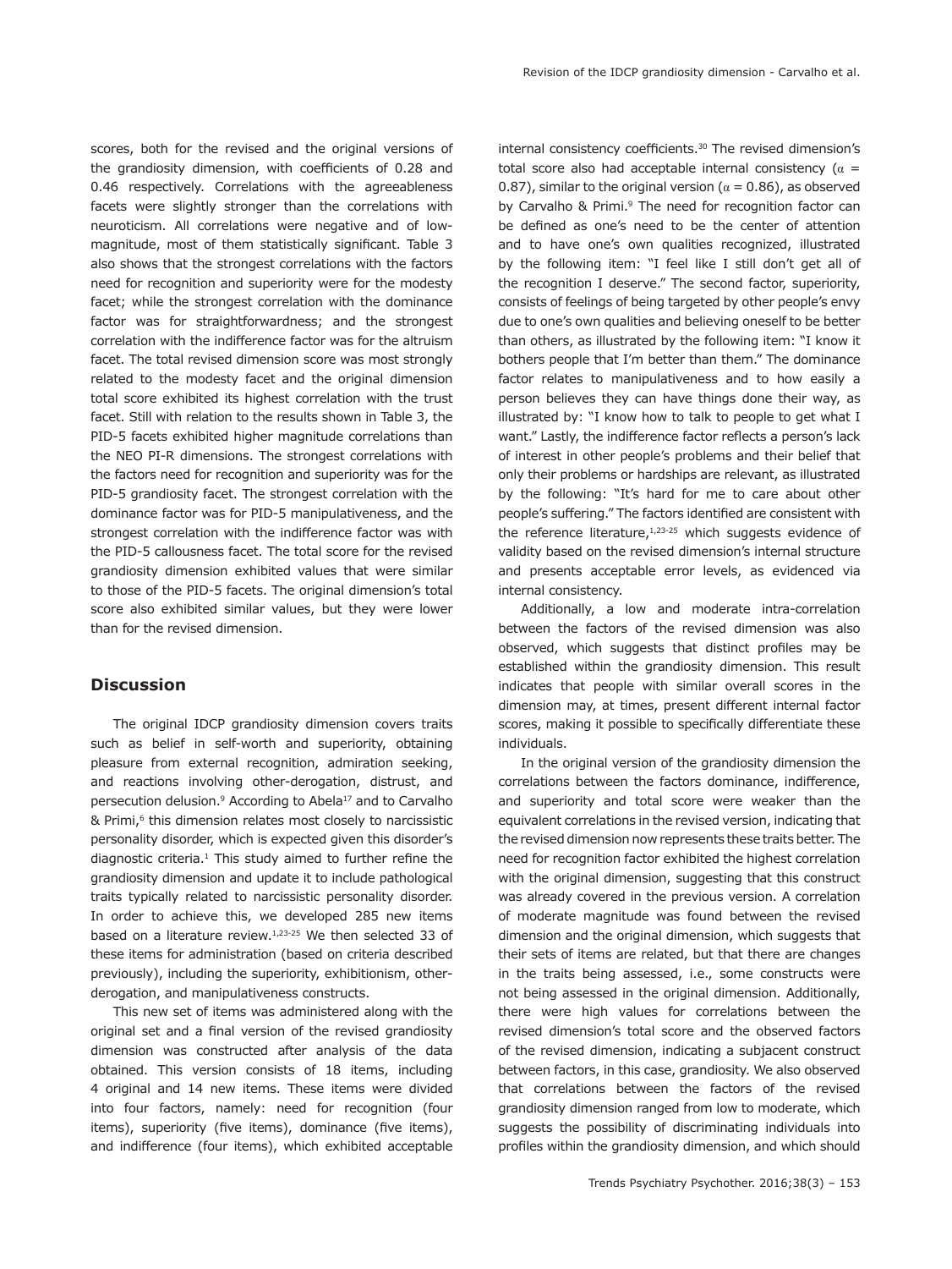scores, both for the revised and the original versions of the grandiosity dimension, with coefficients of 0.28 and 0.46 respectively. Correlations with the agreeableness facets were slightly stronger than the correlations with neuroticism. All correlations were negative and of low-magnitude, most of them statistically significant. Table 3 also shows that the strongest correlations with the factors need for recognition and superiority were for the modesty facet; while the strongest correlation with the dominance factor was for straightforwardness; and the strongest correlation with the indifference factor was for the altruism facet. The total revised dimension score was most strongly related to the modesty facet and the original dimension total score exhibited its highest correlation with the trust facet. Still with relation to the results shown in Table 3, the PID-5 facets exhibited higher magnitude correlations than the NEO PI-R dimensions. The strongest correlations with the factors need for recognition and superiority was for the PID-5 grandiosity facet. The strongest correlation with the dominance factor was for PID-5 manipulativeness, and the strongest correlation with the indifference factor was with the PID-5 callousness facet. The total score for the revised grandiosity dimension exhibited values that were similar to those of the PID-5 facets. The original dimension's total score also exhibited similar values, but they were lower than for the revised dimension.

## Discussion

The original IDCP grandiosity dimension covers traits such as belief in self-worth and superiority, obtaining pleasure from external recognition, admiration seeking, and reactions involving other-derogation, distrust, and persecution delusion.[9] According to Abela[17] and to Carvalho & Primi,[6] this dimension relates most closely to narcissistic personality disorder, which is expected given this disorder's diagnostic criteria.[1] This study aimed to further refine the grandiosity dimension and update it to include pathological traits typically related to narcissistic personality disorder. In order to achieve this, we developed 285 new items based on a literature review.[1,23-25] We then selected 33 of these items for administration (based on criteria described previously), including the superiority, exhibitionism, other-derogation, and manipulativeness constructs.

This new set of items was administered along with the original set and a final version of the revised grandiosity dimension was constructed after analysis of the data obtained. This version consists of 18 items, including 4 original and 14 new items. These items were divided into four factors, namely: need for recognition (four items), superiority (five items), dominance (five items), and indifference (four items), which exhibited acceptable internal consistency coefficients.[30] The revised dimension's total score also had acceptable internal consistency ($\alpha$ = 0.87), similar to the original version ($\alpha$ = 0.86), as observed by Carvalho & Primi.[9] The need for recognition factor can be defined as one's need to be the center of attention and to have one's own qualities recognized, illustrated by the following item: "I feel like I still don't get all of the recognition I deserve." The second factor, superiority, consists of feelings of being targeted by other people's envy due to one's own qualities and believing oneself to be better than others, as illustrated by the following item: "I know it bothers people that I'm better than them." The dominance factor relates to manipulativeness and to how easily a person believes they can have things done their way, as illustrated by: "I know how to talk to people to get what I want." Lastly, the indifference factor reflects a person's lack of interest in other people's problems and their belief that only their problems or hardships are relevant, as illustrated by the following: "It's hard for me to care about other people's suffering." The factors identified are consistent with the reference literature,[1,23-25] which suggests evidence of validity based on the revised dimension's internal structure and presents acceptable error levels, as evidenced via internal consistency.

Additionally, a low and moderate intra-correlation between the factors of the revised dimension was also observed, which suggests that distinct profiles may be established within the grandiosity dimension. This result indicates that people with similar overall scores in the dimension may, at times, present different internal factor scores, making it possible to specifically differentiate these individuals.

In the original version of the grandiosity dimension the correlations between the factors dominance, indifference, and superiority and total score were weaker than the equivalent correlations in the revised version, indicating that the revised dimension now represents these traits better. The need for recognition factor exhibited the highest correlation with the original dimension, suggesting that this construct was already covered in the previous version. A correlation of moderate magnitude was found between the revised dimension and the original dimension, which suggests that their sets of items are related, but that there are changes in the traits being assessed, i.e., some constructs were not being assessed in the original dimension. Additionally, there were high values for correlations between the revised dimension's total score and the observed factors of the revised dimension, indicating a subjacent construct between factors, in this case, grandiosity. We also observed that correlations between the factors of the revised grandiosity dimension ranged from low to moderate, which suggests the possibility of discriminating individuals into profiles within the grandiosity dimension, and which should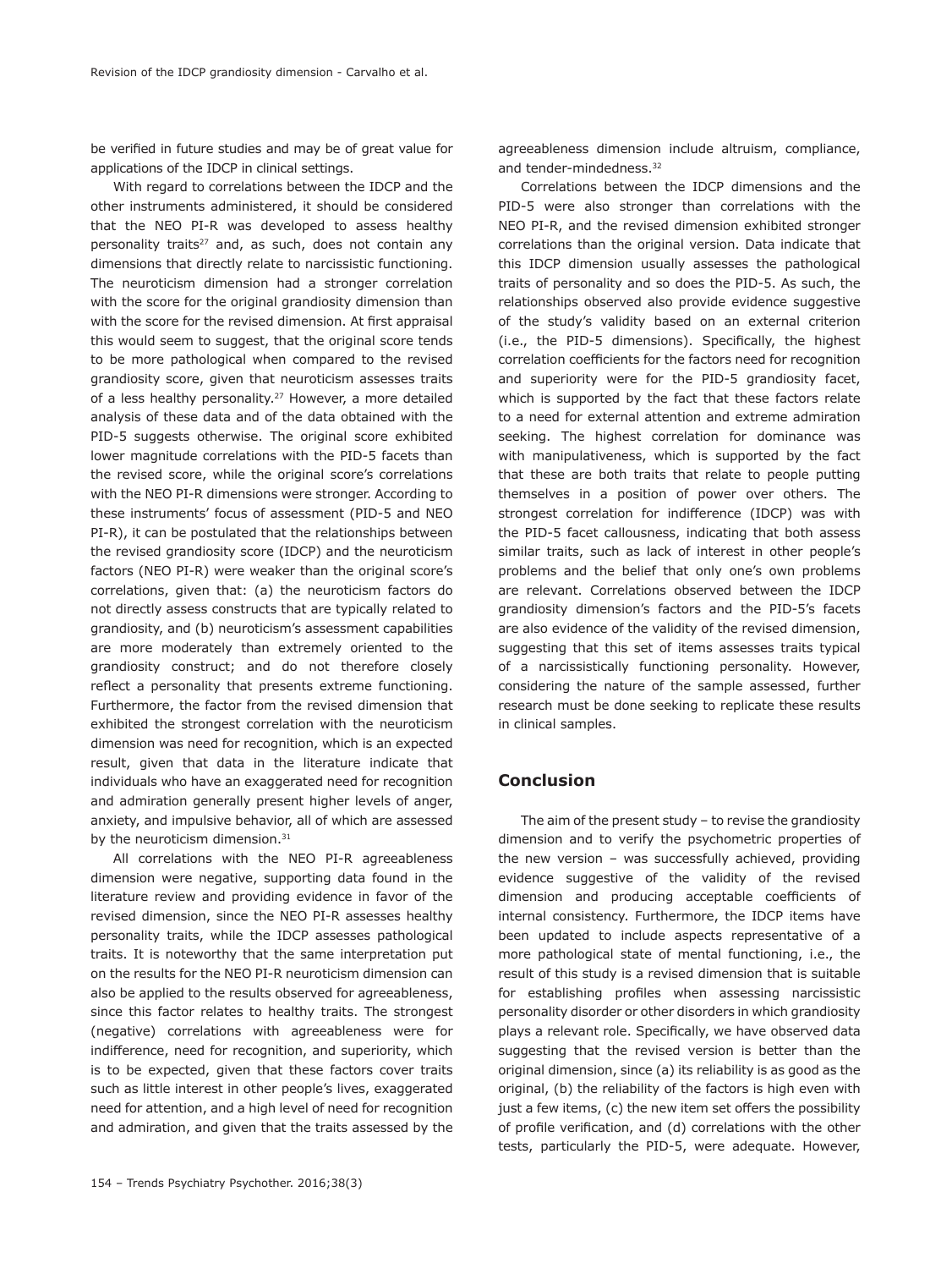be verified in future studies and may be of great value for applications of the IDCP in clinical settings.

With regard to correlations between the IDCP and the other instruments administered, it should be considered that the NEO PI-R was developed to assess healthy personality traits[27] and, as such, does not contain any dimensions that directly relate to narcissistic functioning. The neuroticism dimension had a stronger correlation with the score for the original grandiosity dimension than with the score for the revised dimension. At first appraisal this would seem to suggest, that the original score tends to be more pathological when compared to the revised grandiosity score, given that neuroticism assesses traits of a less healthy personality.[27] However, a more detailed analysis of these data and of the data obtained with the PID-5 suggests otherwise. The original score exhibited lower magnitude correlations with the PID-5 facets than the revised score, while the original score's correlations with the NEO PI-R dimensions were stronger. According to these instruments' focus of assessment (PID-5 and NEO PI-R), it can be postulated that the relationships between the revised grandiosity score (IDCP) and the neuroticism factors (NEO PI-R) were weaker than the original score's correlations, given that: (a) the neuroticism factors do not directly assess constructs that are typically related to grandiosity, and (b) neuroticism's assessment capabilities are more moderately than extremely oriented to the grandiosity construct; and do not therefore closely reflect a personality that presents extreme functioning. Furthermore, the factor from the revised dimension that exhibited the strongest correlation with the neuroticism dimension was need for recognition, which is an expected result, given that data in the literature indicate that individuals who have an exaggerated need for recognition and admiration generally present higher levels of anger, anxiety, and impulsive behavior, all of which are assessed by the neuroticism dimension.[31]

All correlations with the NEO PI-R agreeableness dimension were negative, supporting data found in the literature review and providing evidence in favor of the revised dimension, since the NEO PI-R assesses healthy personality traits, while the IDCP assesses pathological traits. It is noteworthy that the same interpretation put on the results for the NEO PI-R neuroticism dimension can also be applied to the results observed for agreeableness, since this factor relates to healthy traits. The strongest (negative) correlations with agreeableness were for indifference, need for recognition, and superiority, which is to be expected, given that these factors cover traits such as little interest in other people's lives, exaggerated need for attention, and a high level of need for recognition and admiration, and given that the traits assessed by the agreeableness dimension include altruism, compliance, and tender-mindedness.[32]

Correlations between the IDCP dimensions and the PID-5 were also stronger than correlations with the NEO PI-R, and the revised dimension exhibited stronger correlations than the original version. Data indicate that this IDCP dimension usually assesses the pathological traits of personality and so does the PID-5. As such, the relationships observed also provide evidence suggestive of the study's validity based on an external criterion (i.e., the PID-5 dimensions). Specifically, the highest correlation coefficients for the factors need for recognition and superiority were for the PID-5 grandiosity facet, which is supported by the fact that these factors relate to a need for external attention and extreme admiration seeking. The highest correlation for dominance was with manipulativeness, which is supported by the fact that these are both traits that relate to people putting themselves in a position of power over others. The strongest correlation for indifference (IDCP) was with the PID-5 facet callousness, indicating that both assess similar traits, such as lack of interest in other people's problems and the belief that only one's own problems are relevant. Correlations observed between the IDCP grandiosity dimension's factors and the PID-5's facets are also evidence of the validity of the revised dimension, suggesting that this set of items assesses traits typical of a narcissistically functioning personality. However, considering the nature of the sample assessed, further research must be done seeking to replicate these results in clinical samples.

## Conclusion

The aim of the present study – to revise the grandiosity dimension and to verify the psychometric properties of the new version – was successfully achieved, providing evidence suggestive of the validity of the revised dimension and producing acceptable coefficients of internal consistency. Furthermore, the IDCP items have been updated to include aspects representative of a more pathological state of mental functioning, i.e., the result of this study is a revised dimension that is suitable for establishing profiles when assessing narcissistic personality disorder or other disorders in which grandiosity plays a relevant role. Specifically, we have observed data suggesting that the revised version is better than the original dimension, since (a) its reliability is as good as the original, (b) the reliability of the factors is high even with just a few items, (c) the new item set offers the possibility of profile verification, and (d) correlations with the other tests, particularly the PID-5, were adequate. However,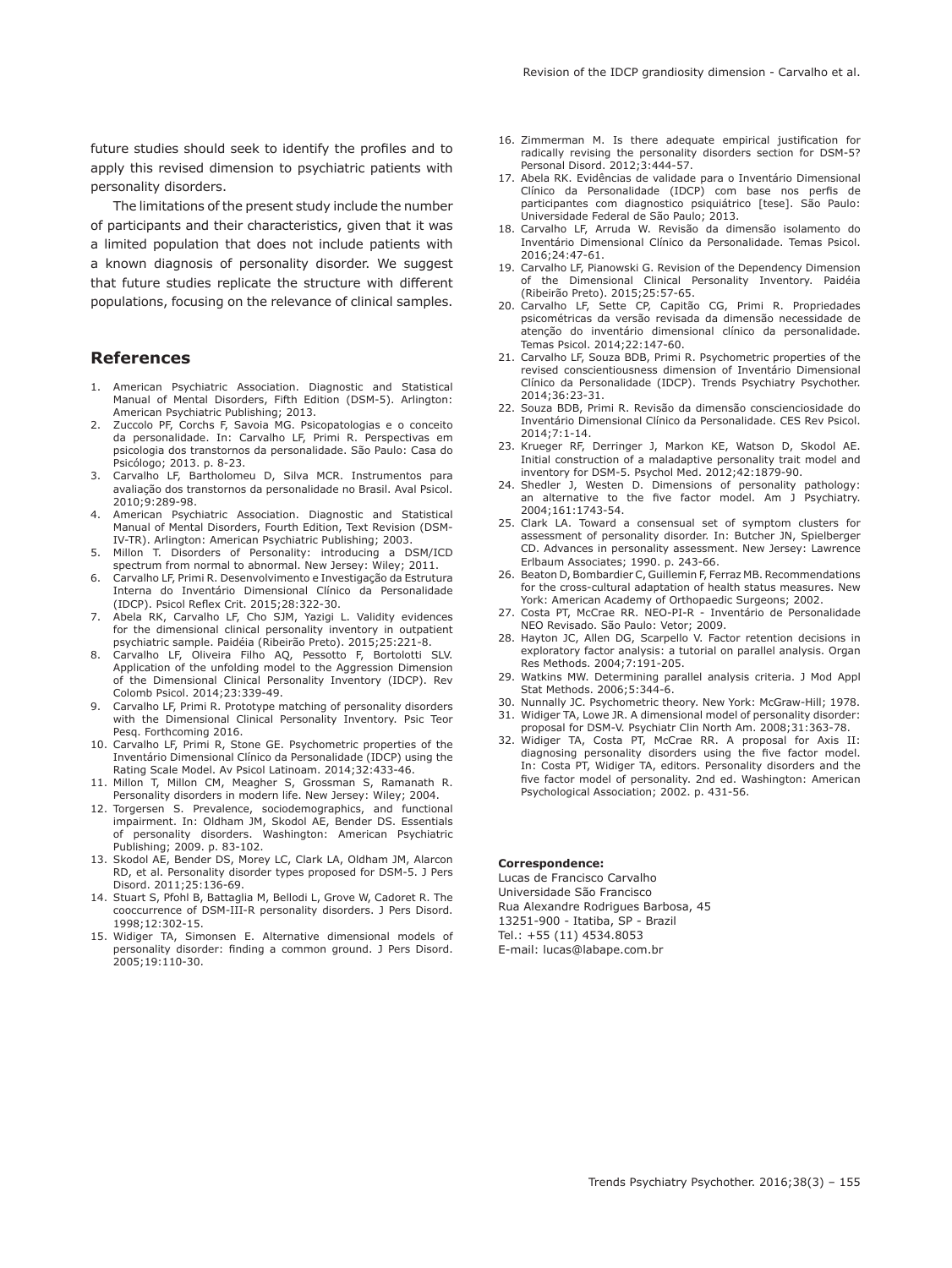future studies should seek to identify the profiles and to apply this revised dimension to psychiatric patients with personality disorders.

The limitations of the present study include the number of participants and their characteristics, given that it was a limited population that does not include patients with a known diagnosis of personality disorder. We suggest that future studies replicate the structure with different populations, focusing on the relevance of clinical samples.

## References

1. American Psychiatric Association. Diagnostic and Statistical Manual of Mental Disorders, Fifth Edition (DSM-5). Arlington: American Psychiatric Publishing; 2013.
2. Zuccolo PF, Corchs F, Savoia MG. Psicopatologias e o conceito da personalidade. In: Carvalho LF, Primi R. Perspectivas em psicologia dos transtornos da personalidade. São Paulo: Casa do Psicólogo; 2013. p. 8-23.
3. Carvalho LF, Bartholomeu D, Silva MCR. Instrumentos para avaliação dos transtornos da personalidade no Brasil. Aval Psicol. 2010;9:289-98.
4. American Psychiatric Association. Diagnostic and Statistical Manual of Mental Disorders, Fourth Edition, Text Revision (DSM-IV-TR). Arlington: American Psychiatric Publishing; 2003.
5. Millon T. Disorders of Personality: introducing a DSM/ICD spectrum from normal to abnormal. New Jersey: Wiley; 2011.
6. Carvalho LF, Primi R. Desenvolvimento e Investigação da Estrutura Interna do Inventário Dimensional Clínico da Personalidade (IDCP). Psicol Reflex Crit. 2015;28:322-30.
7. Abela RK, Carvalho LF, Cho SJM, Yazigi L. Validity evidences for the dimensional clinical personality inventory in outpatient psychiatric sample. Paidéia (Ribeirão Preto). 2015;25:221-8.
8. Carvalho LF, Oliveira Filho AQ, Pessotto F, Bortolotti SLV. Application of the unfolding model to the Aggression Dimension of the Dimensional Clinical Personality Inventory (IDCP). Rev Colomb Psicol. 2014;23:339-49.
9. Carvalho LF, Primi R. Prototype matching of personality disorders with the Dimensional Clinical Personality Inventory. Psic Teor Pesq. Forthcoming 2016.
10. Carvalho LF, Primi R, Stone GE. Psychometric properties of the Inventário Dimensional Clínico da Personalidade (IDCP) using the Rating Scale Model. Av Psicol Latinoam. 2014;32:433-46.
11. Millon T, Millon CM, Meagher S, Grossman S, Ramanath R. Personality disorders in modern life. New Jersey: Wiley; 2004.
12. Torgersen S. Prevalence, sociodemographics, and functional impairment. In: Oldham JM, Skodol AE, Bender DS. Essentials of personality disorders. Washington: American Psychiatric Publishing; 2009. p. 83-102.
13. Skodol AE, Bender DS, Morey LC, Clark LA, Oldham JM, Alarcon RD, et al. Personality disorder types proposed for DSM-5. J Pers Disord. 2011;25:136-69.
14. Stuart S, Pfohl B, Battaglia M, Bellodi L, Grove W, Cadoret R. The cooccurrence of DSM-III-R personality disorders. J Pers Disord. 1998;12:302-15.
15. Widiger TA, Simonsen E. Alternative dimensional models of personality disorder: finding a common ground. J Pers Disord. 2005;19:110-30.
16. Zimmerman M. Is there adequate empirical justification for radically revising the personality disorders section for DSM-5? Personal Disord. 2012;3:444-57.
17. Abela RK. Evidências de validade para o Inventário Dimensional Clínico da Personalidade (IDCP) com base nos perfis de participantes com diagnostico psiquiátrico [tese]. São Paulo: Universidade Federal de São Paulo; 2013.
18. Carvalho LF, Arruda W. Revisão da dimensão isolamento do Inventário Dimensional Clínico da Personalidade. Temas Psicol. 2016;24:47-61.
19. Carvalho LF, Pianowski G. Revision of the Dependency Dimension of the Dimensional Clinical Personality Inventory. Paidéia (Ribeirão Preto). 2015;25:57-65.
20. Carvalho LF, Sette CP, Capitão CG, Primi R. Propriedades psicométricas da versão revisada da dimensão necessidade de atenção do inventário dimensional clínico da personalidade. Temas Psicol. 2014;22:147-60.
21. Carvalho LF, Souza BDB, Primi R. Psychometric properties of the revised conscientiousness dimension of Inventário Dimensional Clínico da Personalidade (IDCP). Trends Psychiatry Psychother. 2014;36:23-31.
22. Souza BDB, Primi R. Revisão da dimensão conscienciosidade do Inventário Dimensional Clínico da Personalidade. CES Rev Psicol. 2014;7:1-14.
23. Krueger RF, Derringer J, Markon KE, Watson D, Skodol AE. Initial construction of a maladaptive personality trait model and inventory for DSM-5. Psychol Med. 2012;42:1879-90.
24. Shedler J, Westen D. Dimensions of personality pathology: an alternative to the five factor model. Am J Psychiatry. 2004;161:1743-54.
25. Clark LA. Toward a consensual set of symptom clusters for assessment of personality disorder. In: Butcher JN, Spielberger CD. Advances in personality assessment. New Jersey: Lawrence Erlbaum Associates; 1990. p. 243-66.
26. Beaton D, Bombardier C, Guillemin F, Ferraz MB. Recommendations for the cross-cultural adaptation of health status measures. New York: American Academy of Orthopaedic Surgeons; 2002.
27. Costa PT, McCrae RR. NEO-PI-R - Inventário de Personalidade NEO Revisado. São Paulo: Vetor; 2009.
28. Hayton JC, Allen DG, Scarpello V. Factor retention decisions in exploratory factor analysis: a tutorial on parallel analysis. Organ Res Methods. 2004;7:191-205.
29. Watkins MW. Determining parallel analysis criteria. J Mod Appl Stat Methods. 2006;5:344-6.
30. Nunnally JC. Psychometric theory. New York: McGraw-Hill; 1978.
31. Widiger TA, Lowe JR. A dimensional model of personality disorder: proposal for DSM-V. Psychiatr Clin North Am. 2008;31:363-78.
32. Widiger TA, Costa PT, McCrae RR. A proposal for Axis II: diagnosing personality disorders using the five factor model. In: Costa PT, Widiger TA, editors. Personality disorders and the five factor model of personality. 2nd ed. Washington: American Psychological Association; 2002. p. 431-56.

**Correspondence:**
Lucas de Francisco Carvalho
Universidade São Francisco
Rua Alexandre Rodrigues Barbosa, 45
13251-900 - Itatiba, SP - Brazil
Tel.: +55 (11) 4534.8053
E-mail: lucas@labape.com.br